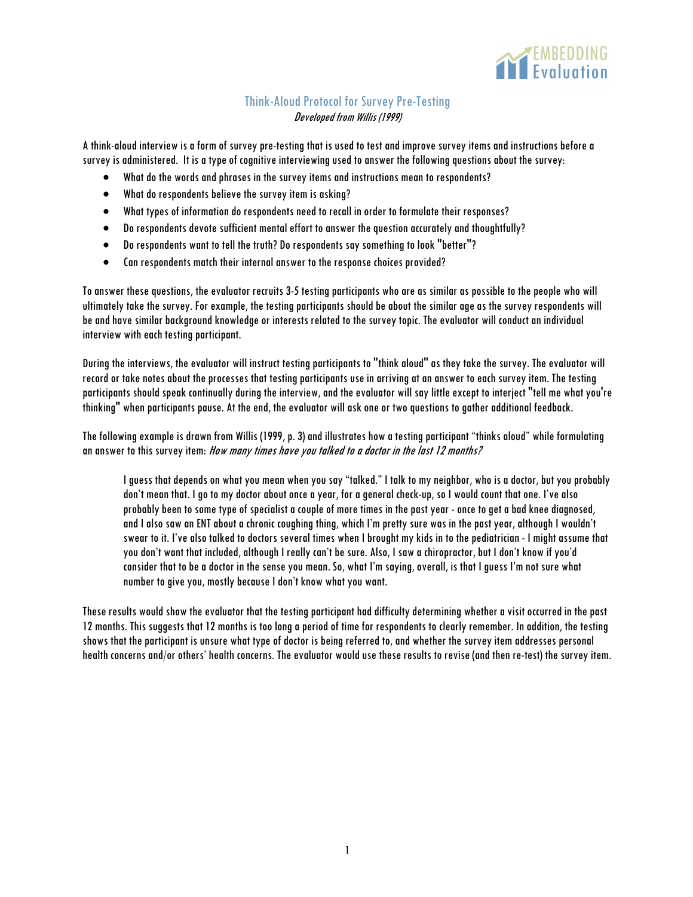# Think-Aloud Protocol for Survey Pre-Testing

*Developed from Willis (1999)*

A think-aloud interview is a form of survey pre-testing that is used to test and improve survey items and instructions before a survey is administered. It is a type of cognitive interviewing used to answer the following questions about the survey:

- What do the words and phrases in the survey items and instructions mean to respondents?
- What do respondents believe the survey item is asking?
- What types of information do respondents need to recall in order to formulate their responses?
- Do respondents devote sufficient mental effort to answer the question accurately and thoughtfully?
- Do respondents want to tell the truth? Do respondents say something to look "better"?
- Can respondents match their internal answer to the response choices provided?

To answer these questions, the evaluator recruits 3-5 testing participants who are as similar as possible to the people who will ultimately take the survey. For example, the testing participants should be about the similar age as the survey respondents will be and have similar background knowledge or interests related to the survey topic. The evaluator will conduct an individual interview with each testing participant.

During the interviews, the evaluator will instruct testing participants to "think aloud" as they take the survey. The evaluator will record or take notes about the processes that testing participants use in arriving at an answer to each survey item. The testing participants should speak continually during the interview, and the evaluator will say little except to interject "tell me what you're thinking" when participants pause. At the end, the evaluator will ask one or two questions to gather additional feedback.

The following example is drawn from Willis (1999, p. 3) and illustrates how a testing participant "thinks aloud" while formulating an answer to this survey item: *How many times have you talked to a doctor in the last 12 months?*

> I guess that depends on what you mean when you say "talked." I talk to my neighbor, who is a doctor, but you probably don't mean that. I go to my doctor about once a year, for a general check-up, so I would count that one. I've also probably been to some type of specialist a couple of more times in the past year - once to get a bad knee diagnosed, and I also saw an ENT about a chronic coughing thing, which I'm pretty sure was in the past year, although I wouldn't swear to it. I've also talked to doctors several times when I brought my kids in to the pediatrician - I might assume that you don't want that included, although I really can't be sure. Also, I saw a chiropractor, but I don't know if you'd consider that to be a doctor in the sense you mean. So, what I'm saying, overall, is that I guess I'm not sure what number to give you, mostly because I don't know what you want.

These results would show the evaluator that the testing participant had difficulty determining whether a visit occurred in the past 12 months. This suggests that 12 months is too long a period of time for respondents to clearly remember. In addition, the testing shows that the participant is unsure what type of doctor is being referred to, and whether the survey item addresses personal health concerns and/or others' health concerns. The evaluator would use these results to revise (and then re-test) the survey item.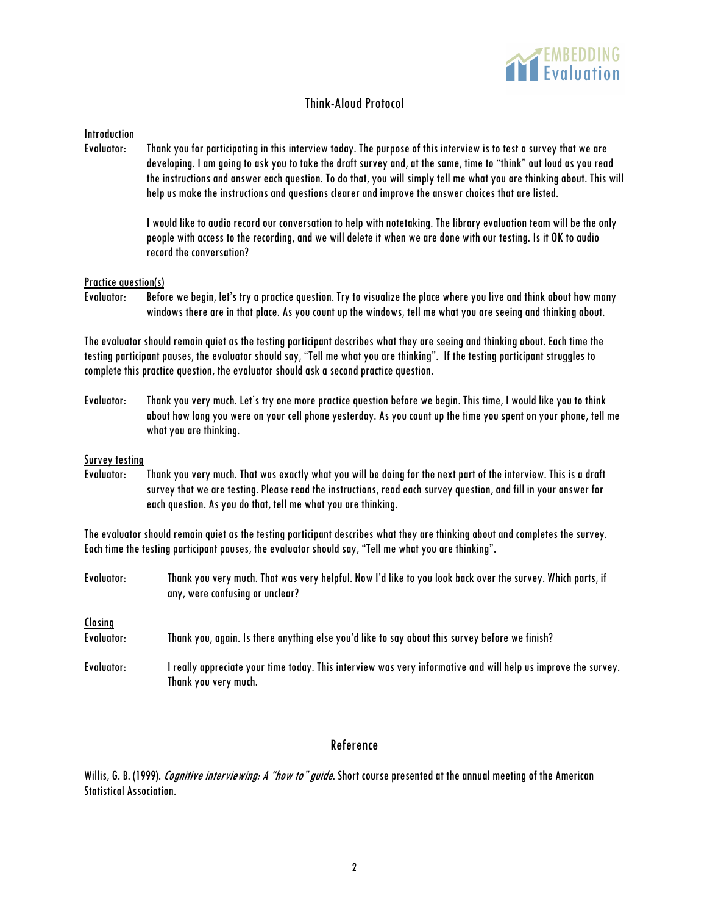## Think-Aloud Protocol

<u>Introduction</u>

Evaluator: Thank you for participating in this interview today. The purpose of this interview is to test a survey that we are developing. I am going to ask you to take the draft survey and, at the same, time to "think" out loud as you read the instructions and answer each question. To do that, you will simply tell me what you are thinking about. This will help us make the instructions and questions clearer and improve the answer choices that are listed.

I would like to audio record our conversation to help with notetaking. The library evaluation team will be the only people with access to the recording, and we will delete it when we are done with our testing. Is it OK to audio record the conversation?

<u>Practice question(s)</u>

Evaluator: Before we begin, let's try a practice question. Try to visualize the place where you live and think about how many windows there are in that place. As you count up the windows, tell me what you are seeing and thinking about.

The evaluator should remain quiet as the testing participant describes what they are seeing and thinking about. Each time the testing participant pauses, the evaluator should say, "Tell me what you are thinking". If the testing participant struggles to complete this practice question, the evaluator should ask a second practice question.

Evaluator: Thank you very much. Let's try one more practice question before we begin. This time, I would like you to think about how long you were on your cell phone yesterday. As you count up the time you spent on your phone, tell me what you are thinking.

<u>Survey testing</u>

Evaluator: Thank you very much. That was exactly what you will be doing for the next part of the interview. This is a draft survey that we are testing. Please read the instructions, read each survey question, and fill in your answer for each question. As you do that, tell me what you are thinking.

The evaluator should remain quiet as the testing participant describes what they are thinking about and completes the survey. Each time the testing participant pauses, the evaluator should say, "Tell me what you are thinking".

Evaluator: Thank you very much. That was very helpful. Now I'd like to you look back over the survey. Which parts, if any, were confusing or unclear?

<u>Closing</u>

Evaluator: Thank you, again. Is there anything else you'd like to say about this survey before we finish?

Evaluator: I really appreciate your time today. This interview was very informative and will help us improve the survey. Thank you very much.

## Reference

Willis, G. B. (1999). *Cognitive interviewing: A "how to" guide*. Short course presented at the annual meeting of the American Statistical Association.